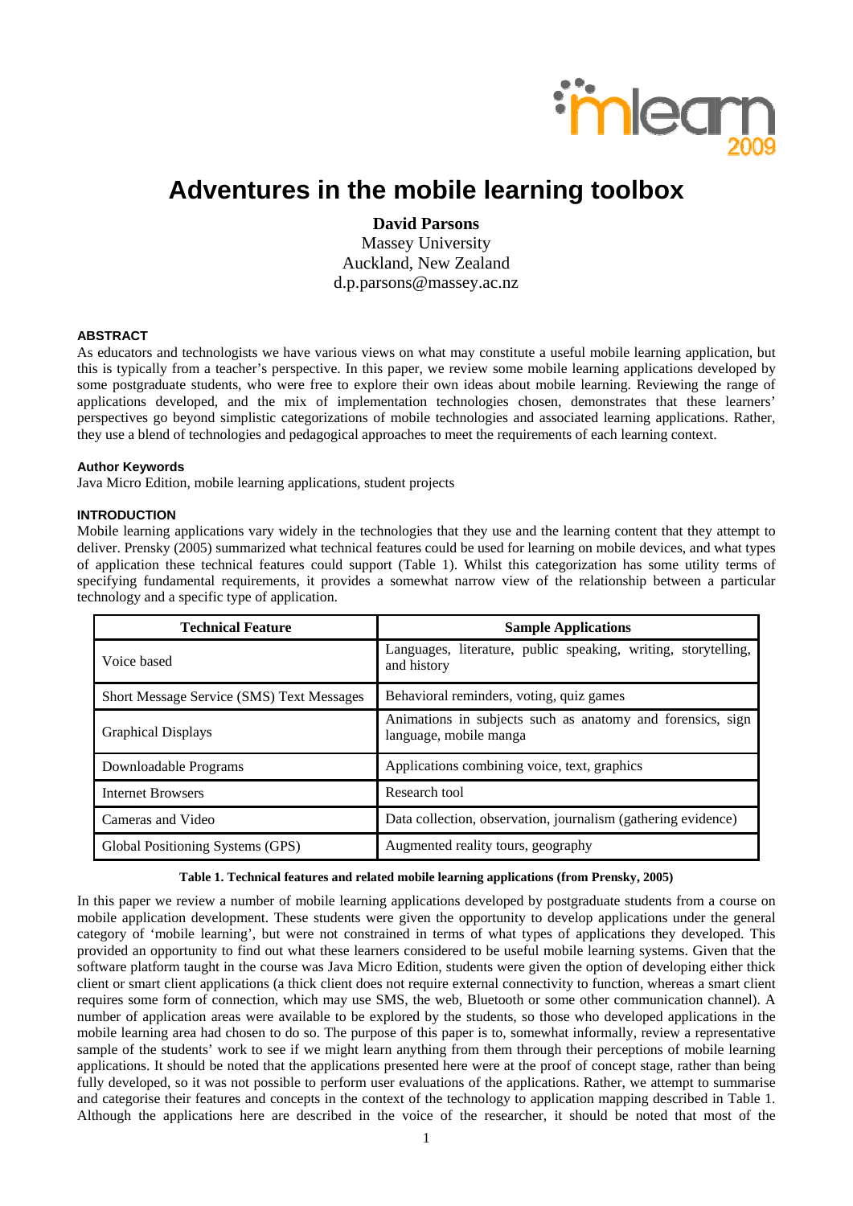# Adventures in the mobile learning toolbox

**David Parsons**
Massey University
Auckland, New Zealand
d.p.parsons@massey.ac.nz

## ABSTRACT

As educators and technologists we have various views on what may constitute a useful mobile learning application, but this is typically from a teacher's perspective. In this paper, we review some mobile learning applications developed by some postgraduate students, who were free to explore their own ideas about mobile learning. Reviewing the range of applications developed, and the mix of implementation technologies chosen, demonstrates that these learners' perspectives go beyond simplistic categorizations of mobile technologies and associated learning applications. Rather, they use a blend of technologies and pedagogical approaches to meet the requirements of each learning context.

### Author Keywords

Java Micro Edition, mobile learning applications, student projects

## INTRODUCTION

Mobile learning applications vary widely in the technologies that they use and the learning content that they attempt to deliver. Prensky (2005) summarized what technical features could be used for learning on mobile devices, and what types of application these technical features could support (Table 1). Whilst this categorization has some utility terms of specifying fundamental requirements, it provides a somewhat narrow view of the relationship between a particular technology and a specific type of application.

| Technical Feature | Sample Applications |
|---|---|
| Voice based | Languages, literature, public speaking, writing, storytelling, and history |
| Short Message Service (SMS) Text Messages | Behavioral reminders, voting, quiz games |
| Graphical Displays | Animations in subjects such as anatomy and forensics, sign language, mobile manga |
| Downloadable Programs | Applications combining voice, text, graphics |
| Internet Browsers | Research tool |
| Cameras and Video | Data collection, observation, journalism (gathering evidence) |
| Global Positioning Systems (GPS) | Augmented reality tours, geography |

**Table 1. Technical features and related mobile learning applications (from Prensky, 2005)**

In this paper we review a number of mobile learning applications developed by postgraduate students from a course on mobile application development. These students were given the opportunity to develop applications under the general category of 'mobile learning', but were not constrained in terms of what types of applications they developed. This provided an opportunity to find out what these learners considered to be useful mobile learning systems. Given that the software platform taught in the course was Java Micro Edition, students were given the option of developing either thick client or smart client applications (a thick client does not require external connectivity to function, whereas a smart client requires some form of connection, which may use SMS, the web, Bluetooth or some other communication channel). A number of application areas were available to be explored by the students, so those who developed applications in the mobile learning area had chosen to do so. The purpose of this paper is to, somewhat informally, review a representative sample of the students' work to see if we might learn anything from them through their perceptions of mobile learning applications. It should be noted that the applications presented here were at the proof of concept stage, rather than being fully developed, so it was not possible to perform user evaluations of the applications. Rather, we attempt to summarise and categorise their features and concepts in the context of the technology to application mapping described in Table 1. Although the applications here are described in the voice of the researcher, it should be noted that most of the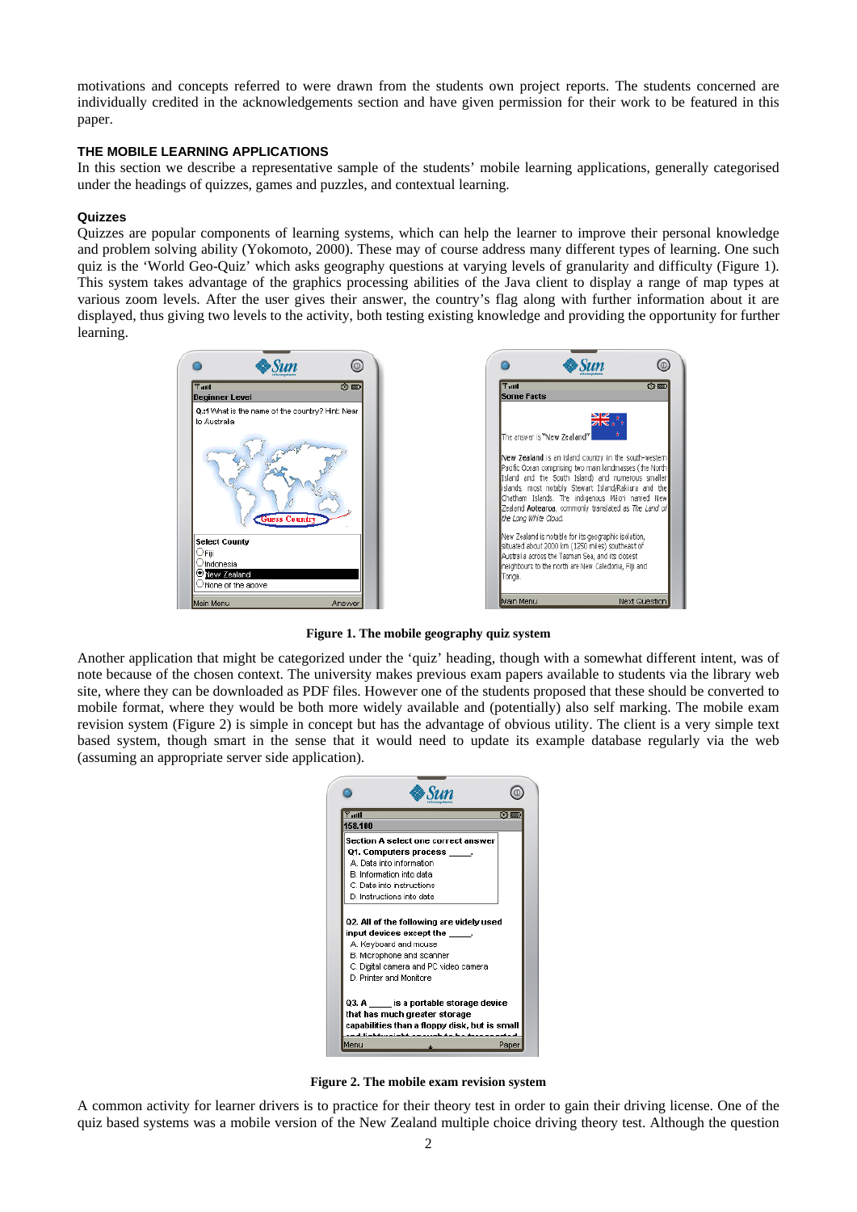motivations and concepts referred to were drawn from the students own project reports. The students concerned are individually credited in the acknowledgements section and have given permission for their work to be featured in this paper.

## THE MOBILE LEARNING APPLICATIONS

In this section we describe a representative sample of the students' mobile learning applications, generally categorised under the headings of quizzes, games and puzzles, and contextual learning.

### Quizzes

Quizzes are popular components of learning systems, which can help the learner to improve their personal knowledge and problem solving ability (Yokomoto, 2000). These may of course address many different types of learning. One such quiz is the 'World Geo-Quiz' which asks geography questions at varying levels of granularity and difficulty (Figure 1). This system takes advantage of the graphics processing abilities of the Java client to display a range of map types at various zoom levels. After the user gives their answer, the country's flag along with further information about it are displayed, thus giving two levels to the activity, both testing existing knowledge and providing the opportunity for further learning.

**Figure 1. The mobile geography quiz system**

Another application that might be categorized under the 'quiz' heading, though with a somewhat different intent, was of note because of the chosen context. The university makes previous exam papers available to students via the library web site, where they can be downloaded as PDF files. However one of the students proposed that these should be converted to mobile format, where they would be both more widely available and (potentially) also self marking. The mobile exam revision system (Figure 2) is simple in concept but has the advantage of obvious utility. The client is a very simple text based system, though smart in the sense that it would need to update its example database regularly via the web (assuming an appropriate server side application).

**Figure 2. The mobile exam revision system**

A common activity for learner drivers is to practice for their theory test in order to gain their driving license. One of the quiz based systems was a mobile version of the New Zealand multiple choice driving theory test. Although the question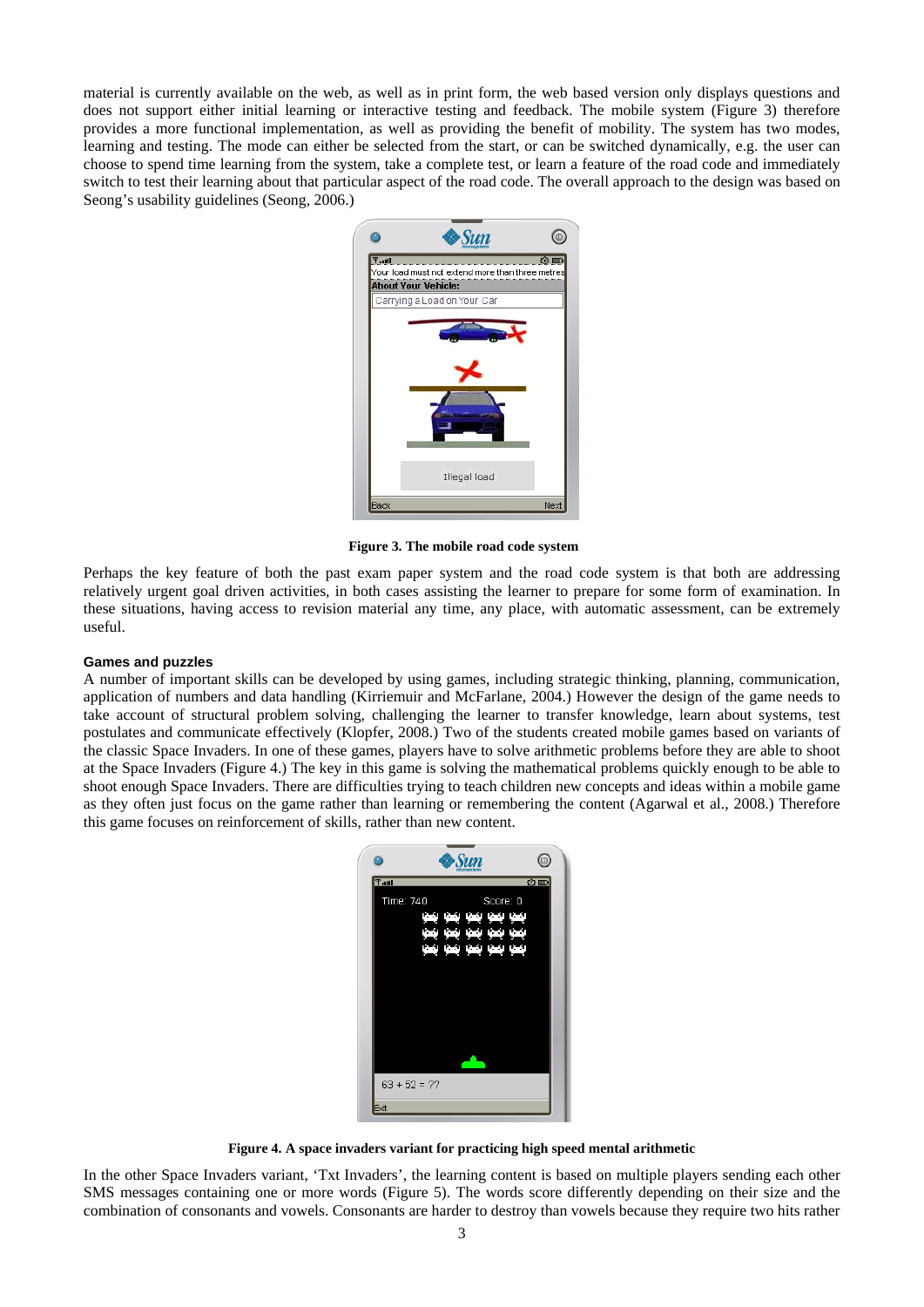material is currently available on the web, as well as in print form, the web based version only displays questions and does not support either initial learning or interactive testing and feedback. The mobile system (Figure 3) therefore provides a more functional implementation, as well as providing the benefit of mobility. The system has two modes, learning and testing. The mode can either be selected from the start, or can be switched dynamically, e.g. the user can choose to spend time learning from the system, take a complete test, or learn a feature of the road code and immediately switch to test their learning about that particular aspect of the road code. The overall approach to the design was based on Seong's usability guidelines (Seong, 2006.)

**Figure 3. The mobile road code system**

Perhaps the key feature of both the past exam paper system and the road code system is that both are addressing relatively urgent goal driven activities, in both cases assisting the learner to prepare for some form of examination. In these situations, having access to revision material any time, any place, with automatic assessment, can be extremely useful.

#### Games and puzzles

A number of important skills can be developed by using games, including strategic thinking, planning, communication, application of numbers and data handling (Kirriemuir and McFarlane, 2004.) However the design of the game needs to take account of structural problem solving, challenging the learner to transfer knowledge, learn about systems, test postulates and communicate effectively (Klopfer, 2008.) Two of the students created mobile games based on variants of the classic Space Invaders. In one of these games, players have to solve arithmetic problems before they are able to shoot at the Space Invaders (Figure 4.) The key in this game is solving the mathematical problems quickly enough to be able to shoot enough Space Invaders. There are difficulties trying to teach children new concepts and ideas within a mobile game as they often just focus on the game rather than learning or remembering the content (Agarwal et al., 2008.) Therefore this game focuses on reinforcement of skills, rather than new content.

**Figure 4. A space invaders variant for practicing high speed mental arithmetic**

In the other Space Invaders variant, 'Txt Invaders', the learning content is based on multiple players sending each other SMS messages containing one or more words (Figure 5). The words score differently depending on their size and the combination of consonants and vowels. Consonants are harder to destroy than vowels because they require two hits rather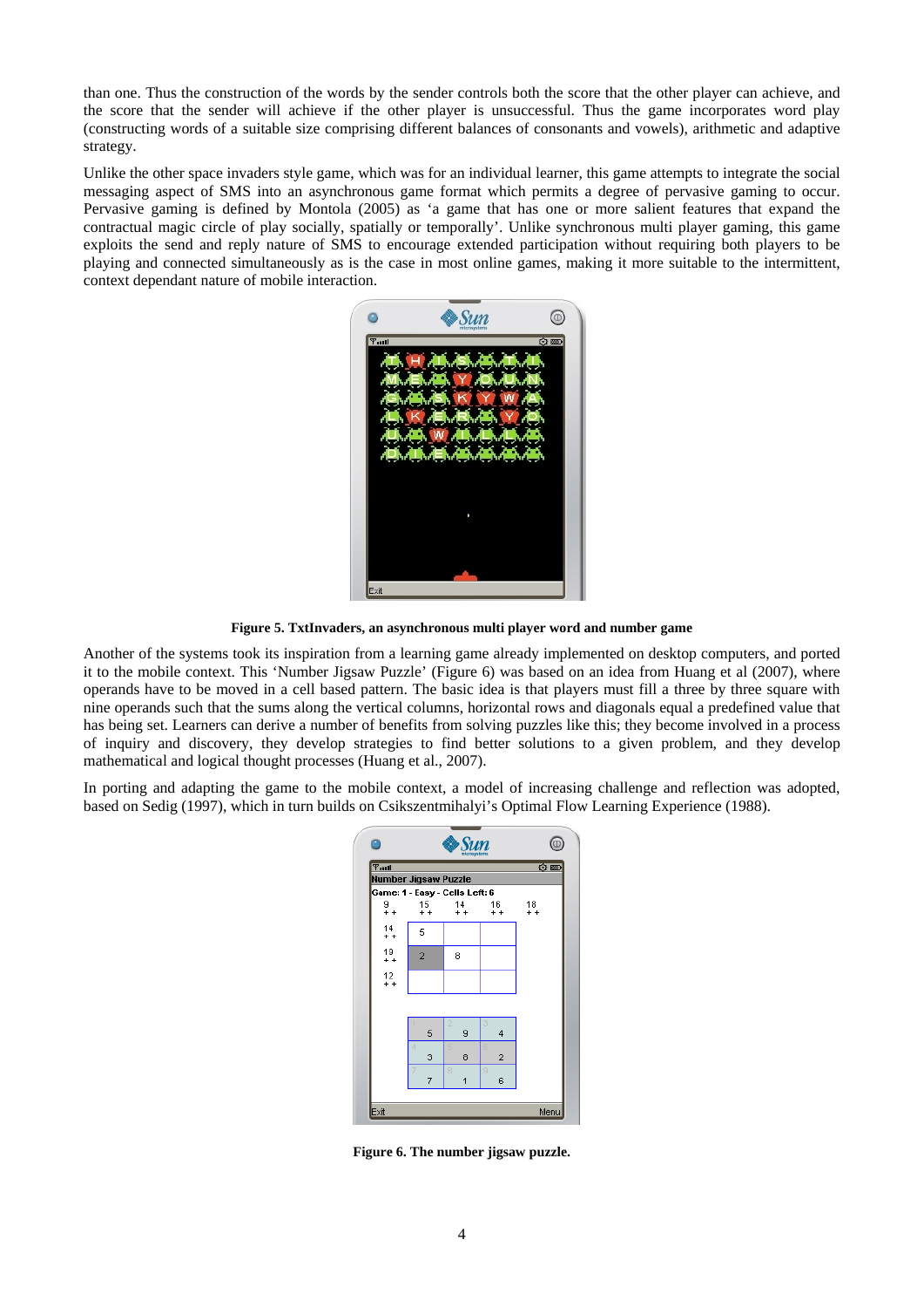than one. Thus the construction of the words by the sender controls both the score that the other player can achieve, and the score that the sender will achieve if the other player is unsuccessful. Thus the game incorporates word play (constructing words of a suitable size comprising different balances of consonants and vowels), arithmetic and adaptive strategy.

Unlike the other space invaders style game, which was for an individual learner, this game attempts to integrate the social messaging aspect of SMS into an asynchronous game format which permits a degree of pervasive gaming to occur. Pervasive gaming is defined by Montola (2005) as 'a game that has one or more salient features that expand the contractual magic circle of play socially, spatially or temporally'. Unlike synchronous multi player gaming, this game exploits the send and reply nature of SMS to encourage extended participation without requiring both players to be playing and connected simultaneously as is the case in most online games, making it more suitable to the intermittent, context dependant nature of mobile interaction.

**Figure 5. TxtInvaders, an asynchronous multi player word and number game**

Another of the systems took its inspiration from a learning game already implemented on desktop computers, and ported it to the mobile context. This 'Number Jigsaw Puzzle' (Figure 6) was based on an idea from Huang et al (2007), where operands have to be moved in a cell based pattern. The basic idea is that players must fill a three by three square with nine operands such that the sums along the vertical columns, horizontal rows and diagonals equal a predefined value that has being set. Learners can derive a number of benefits from solving puzzles like this; they become involved in a process of inquiry and discovery, they develop strategies to find better solutions to a given problem, and they develop mathematical and logical thought processes (Huang et al., 2007).

In porting and adapting the game to the mobile context, a model of increasing challenge and reflection was adopted, based on Sedig (1997), which in turn builds on Csikszentmihalyi's Optimal Flow Learning Experience (1988).

**Figure 6. The number jigsaw puzzle.**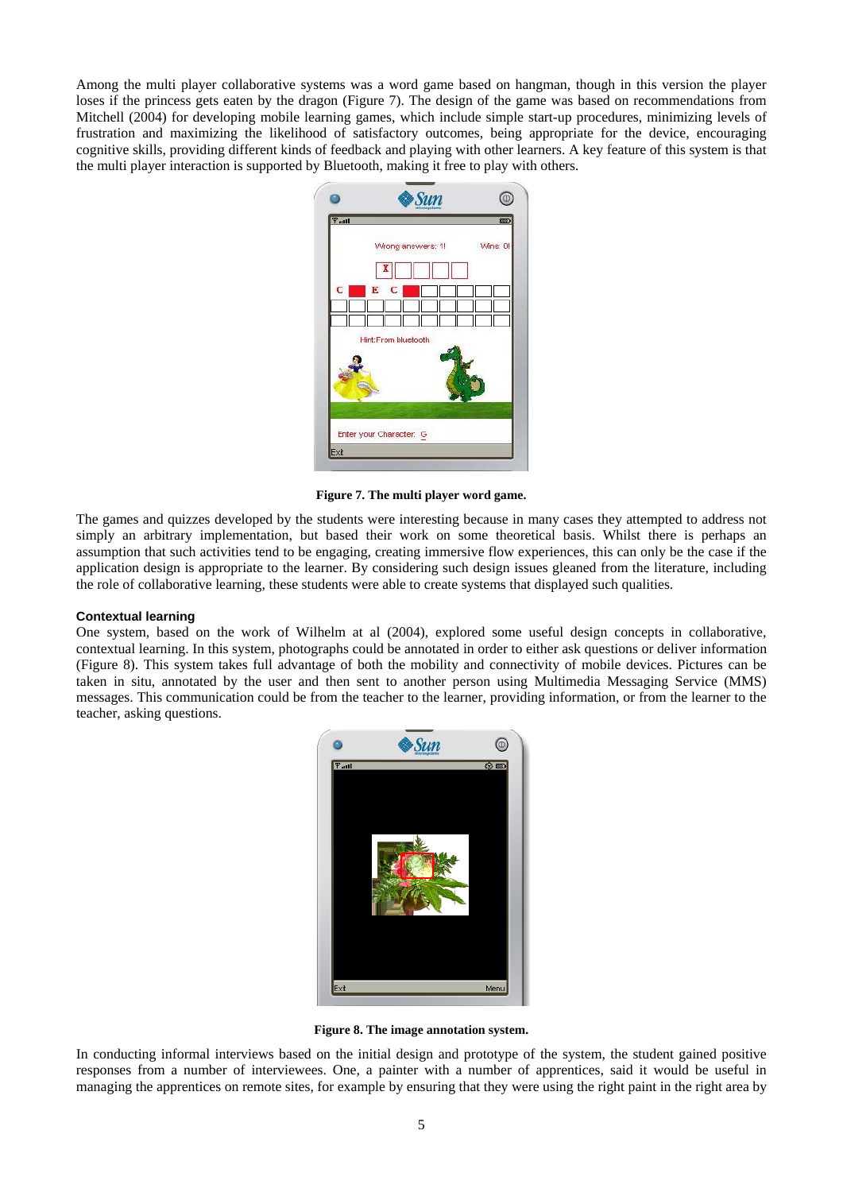Among the multi player collaborative systems was a word game based on hangman, though in this version the player loses if the princess gets eaten by the dragon (Figure 7). The design of the game was based on recommendations from Mitchell (2004) for developing mobile learning games, which include simple start-up procedures, minimizing levels of frustration and maximizing the likelihood of satisfactory outcomes, being appropriate for the device, encouraging cognitive skills, providing different kinds of feedback and playing with other learners. A key feature of this system is that the multi player interaction is supported by Bluetooth, making it free to play with others.

**Figure 7. The multi player word game.**

The games and quizzes developed by the students were interesting because in many cases they attempted to address not simply an arbitrary implementation, but based their work on some theoretical basis. Whilst there is perhaps an assumption that such activities tend to be engaging, creating immersive flow experiences, this can only be the case if the application design is appropriate to the learner. By considering such design issues gleaned from the literature, including the role of collaborative learning, these students were able to create systems that displayed such qualities.

#### Contextual learning

One system, based on the work of Wilhelm at al (2004), explored some useful design concepts in collaborative, contextual learning. In this system, photographs could be annotated in order to either ask questions or deliver information (Figure 8). This system takes full advantage of both the mobility and connectivity of mobile devices. Pictures can be taken in situ, annotated by the user and then sent to another person using Multimedia Messaging Service (MMS) messages. This communication could be from the teacher to the learner, providing information, or from the learner to the teacher, asking questions.

**Figure 8. The image annotation system.**

In conducting informal interviews based on the initial design and prototype of the system, the student gained positive responses from a number of interviewees. One, a painter with a number of apprentices, said it would be useful in managing the apprentices on remote sites, for example by ensuring that they were using the right paint in the right area by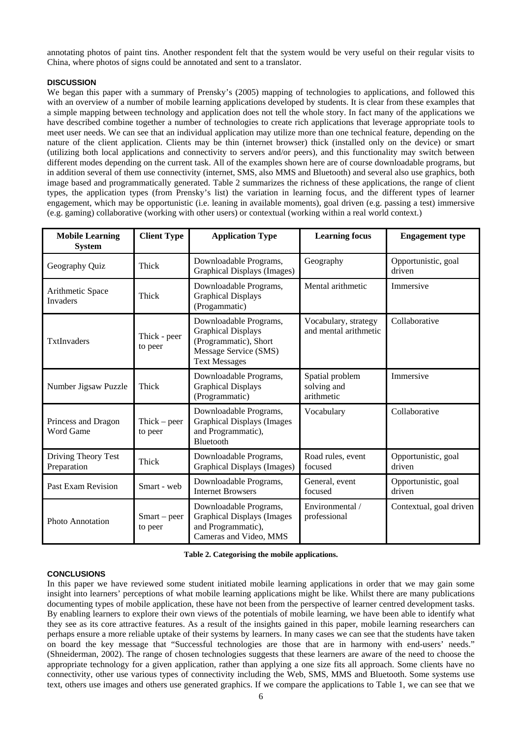annotating photos of paint tins. Another respondent felt that the system would be very useful on their regular visits to China, where photos of signs could be annotated and sent to a translator.

### DISCUSSION

We began this paper with a summary of Prensky's (2005) mapping of technologies to applications, and followed this with an overview of a number of mobile learning applications developed by students. It is clear from these examples that a simple mapping between technology and application does not tell the whole story. In fact many of the applications we have described combine together a number of technologies to create rich applications that leverage appropriate tools to meet user needs. We can see that an individual application may utilize more than one technical feature, depending on the nature of the client application. Clients may be thin (internet browser) thick (installed only on the device) or smart (utilizing both local applications and connectivity to servers and/or peers), and this functionality may switch between different modes depending on the current task. All of the examples shown here are of course downloadable programs, but in addition several of them use connectivity (internet, SMS, also MMS and Bluetooth) and several also use graphics, both image based and programmatically generated. Table 2 summarizes the richness of these applications, the range of client types, the application types (from Prensky's list) the variation in learning focus, and the different types of learner engagement, which may be opportunistic (i.e. leaning in available moments), goal driven (e.g. passing a test) immersive (e.g. gaming) collaborative (working with other users) or contextual (working within a real world context.)

| Mobile Learning System | Client Type | Application Type | Learning focus | Engagement type |
|---|---|---|---|---|
| Geography Quiz | Thick | Downloadable Programs, Graphical Displays (Images) | Geography | Opportunistic, goal driven |
| Arithmetic Space Invaders | Thick | Downloadable Programs, Graphical Displays (Progammatic) | Mental arithmetic | Immersive |
| TxtInvaders | Thick - peer to peer | Downloadable Programs, Graphical Displays (Programmatic), Short Message Service (SMS) Text Messages | Vocabulary, strategy and mental arithmetic | Collaborative |
| Number Jigsaw Puzzle | Thick | Downloadable Programs, Graphical Displays (Programmatic) | Spatial problem solving and arithmetic | Immersive |
| Princess and Dragon Word Game | Thick – peer to peer | Downloadable Programs, Graphical Displays (Images and Programmatic), Bluetooth | Vocabulary | Collaborative |
| Driving Theory Test Preparation | Thick | Downloadable Programs, Graphical Displays (Images) | Road rules, event focused | Opportunistic, goal driven |
| Past Exam Revision | Smart - web | Downloadable Programs, Internet Browsers | General, event focused | Opportunistic, goal driven |
| Photo Annotation | Smart – peer to peer | Downloadable Programs, Graphical Displays (Images and Programmatic), Cameras and Video, MMS | Environmental / professional | Contextual, goal driven |

**Table 2. Categorising the mobile applications.**

### CONCLUSIONS

In this paper we have reviewed some student initiated mobile learning applications in order that we may gain some insight into learners' perceptions of what mobile learning applications might be like. Whilst there are many publications documenting types of mobile application, these have not been from the perspective of learner centred development tasks. By enabling learners to explore their own views of the potentials of mobile learning, we have been able to identify what they see as its core attractive features. As a result of the insights gained in this paper, mobile learning researchers can perhaps ensure a more reliable uptake of their systems by learners. In many cases we can see that the students have taken on board the key message that "Successful technologies are those that are in harmony with end-users' needs." (Shneiderman, 2002). The range of chosen technologies suggests that these learners are aware of the need to choose the appropriate technology for a given application, rather than applying a one size fits all approach. Some clients have no connectivity, other use various types of connectivity including the Web, SMS, MMS and Bluetooth. Some systems use text, others use images and others use generated graphics. If we compare the applications to Table 1, we can see that we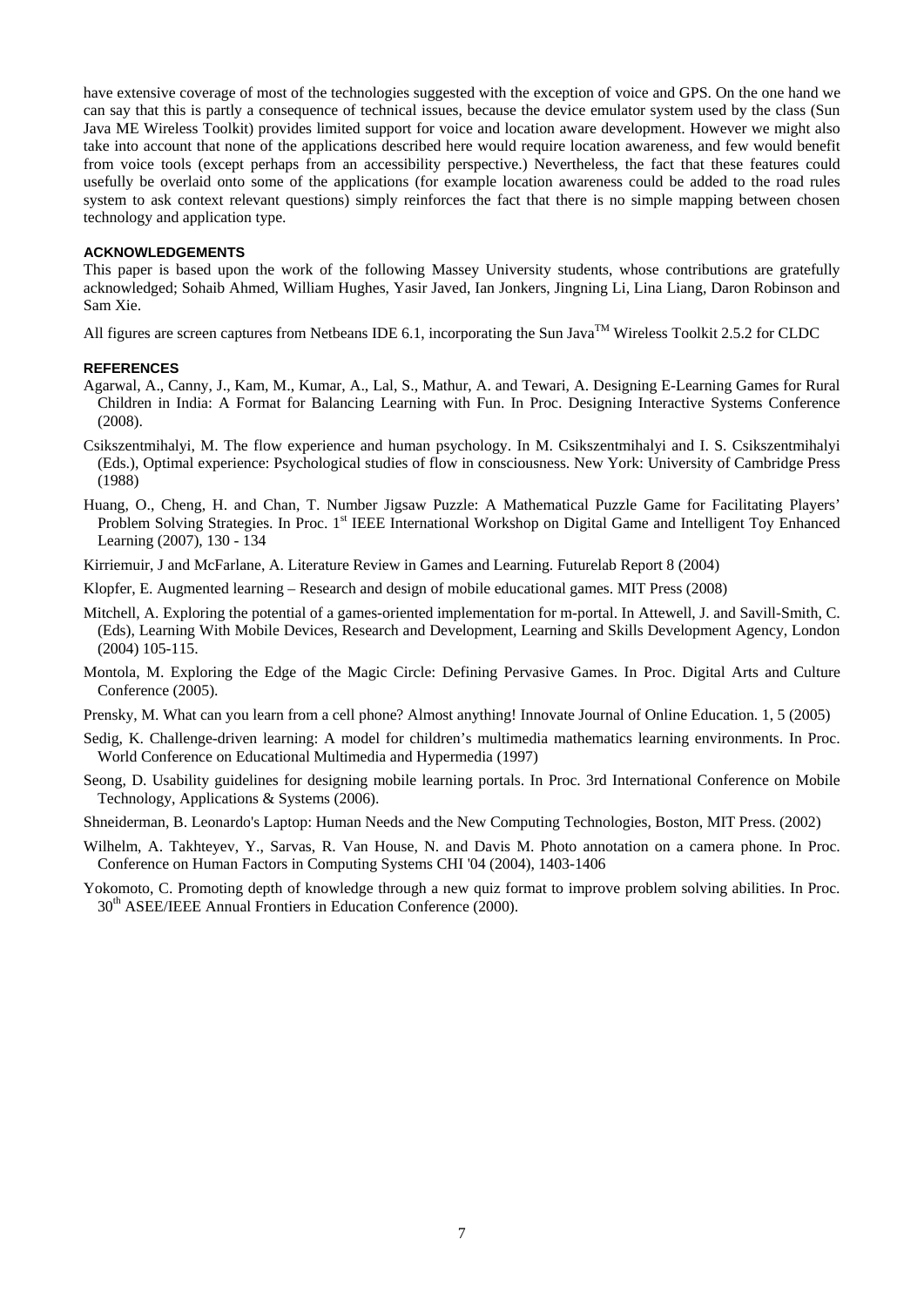have extensive coverage of most of the technologies suggested with the exception of voice and GPS. On the one hand we can say that this is partly a consequence of technical issues, because the device emulator system used by the class (Sun Java ME Wireless Toolkit) provides limited support for voice and location aware development. However we might also take into account that none of the applications described here would require location awareness, and few would benefit from voice tools (except perhaps from an accessibility perspective.) Nevertheless, the fact that these features could usefully be overlaid onto some of the applications (for example location awareness could be added to the road rules system to ask context relevant questions) simply reinforces the fact that there is no simple mapping between chosen technology and application type.

#### ACKNOWLEDGEMENTS

This paper is based upon the work of the following Massey University students, whose contributions are gratefully acknowledged; Sohaib Ahmed, William Hughes, Yasir Javed, Ian Jonkers, Jingning Li, Lina Liang, Daron Robinson and Sam Xie.

All figures are screen captures from Netbeans IDE 6.1, incorporating the Sun Java™ Wireless Toolkit 2.5.2 for CLDC

#### REFERENCES

Agarwal, A., Canny, J., Kam, M., Kumar, A., Lal, S., Mathur, A. and Tewari, A. Designing E-Learning Games for Rural Children in India: A Format for Balancing Learning with Fun. In Proc. Designing Interactive Systems Conference (2008).

Csikszentmihalyi, M. The flow experience and human psychology. In M. Csikszentmihalyi and I. S. Csikszentmihalyi (Eds.), Optimal experience: Psychological studies of flow in consciousness. New York: University of Cambridge Press (1988)

Huang, O., Cheng, H. and Chan, T. Number Jigsaw Puzzle: A Mathematical Puzzle Game for Facilitating Players' Problem Solving Strategies. In Proc. 1st IEEE International Workshop on Digital Game and Intelligent Toy Enhanced Learning (2007), 130 - 134

Kirriemuir, J and McFarlane, A. Literature Review in Games and Learning. Futurelab Report 8 (2004)

Klopfer, E. Augmented learning – Research and design of mobile educational games. MIT Press (2008)

Mitchell, A. Exploring the potential of a games-oriented implementation for m-portal. In Attewell, J. and Savill-Smith, C. (Eds), Learning With Mobile Devices, Research and Development, Learning and Skills Development Agency, London (2004) 105-115.

Montola, M. Exploring the Edge of the Magic Circle: Defining Pervasive Games. In Proc. Digital Arts and Culture Conference (2005).

Prensky, M. What can you learn from a cell phone? Almost anything! Innovate Journal of Online Education. 1, 5 (2005)

Sedig, K. Challenge-driven learning: A model for children's multimedia mathematics learning environments. In Proc. World Conference on Educational Multimedia and Hypermedia (1997)

Seong, D. Usability guidelines for designing mobile learning portals. In Proc. 3rd International Conference on Mobile Technology, Applications & Systems (2006).

Shneiderman, B. Leonardo's Laptop: Human Needs and the New Computing Technologies, Boston, MIT Press. (2002)

Wilhelm, A. Takhteyev, Y., Sarvas, R. Van House, N. and Davis M. Photo annotation on a camera phone. In Proc. Conference on Human Factors in Computing Systems CHI '04 (2004), 1403-1406

Yokomoto, C. Promoting depth of knowledge through a new quiz format to improve problem solving abilities. In Proc. 30th ASEE/IEEE Annual Frontiers in Education Conference (2000).